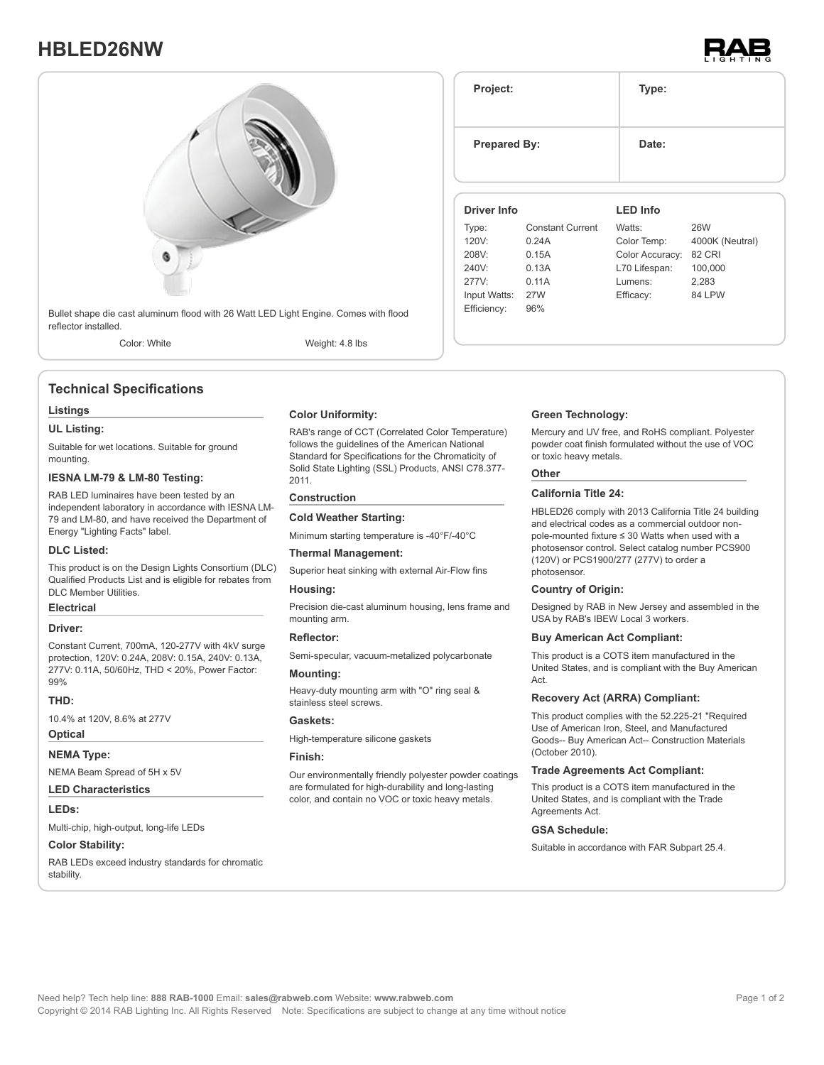# HBLED26NW

Bullet shape die cast aluminum flood with 26 Watt LED Light Engine. Comes with flood reflector installed.

Color: White　　Weight: 4.8 lbs

| Project: | Type: |
|---|---|
| Prepared By: | Date: |

| Driver Info | | LED Info | |
|---|---|---|---|
| Type: | Constant Current | Watts: | 26W |
| 120V: | 0.24A | Color Temp: | 4000K (Neutral) |
| 208V: | 0.15A | Color Accuracy: | 82 CRI |
| 240V: | 0.13A | L70 Lifespan: | 100,000 |
| 277V: | 0.11A | Lumens: | 2,283 |
| Input Watts: | 27W | Efficacy: | 84 LPW |
| Efficiency: | 96% | | |

## Technical Specifications

### Listings

**UL Listing:**

Suitable for wet locations. Suitable for ground mounting.

**IESNA LM-79 & LM-80 Testing:**

RAB LED luminaires have been tested by an independent laboratory in accordance with IESNA LM-79 and LM-80, and have received the Department of Energy "Lighting Facts" label.

**DLC Listed:**

This product is on the Design Lights Consortium (DLC) Qualified Products List and is eligible for rebates from DLC Member Utilities.

### Electrical

**Driver:**

Constant Current, 700mA, 120-277V with 4kV surge protection, 120V: 0.24A, 208V: 0.15A, 240V: 0.13A, 277V: 0.11A, 50/60Hz, THD < 20%, Power Factor: 99%

**THD:**

10.4% at 120V, 8.6% at 277V

### Optical

**NEMA Type:**

NEMA Beam Spread of 5H x 5V

### LED Characteristics

**LEDs:**

Multi-chip, high-output, long-life LEDs

**Color Stability:**

RAB LEDs exceed industry standards for chromatic stability.

**Color Uniformity:**

RAB's range of CCT (Correlated Color Temperature) follows the guidelines of the American National Standard for Specifications for the Chromaticity of Solid State Lighting (SSL) Products, ANSI C78.377-2011.

### Construction

**Cold Weather Starting:**

Minimum starting temperature is -40°F/-40°C

**Thermal Management:**

Superior heat sinking with external Air-Flow fins

**Housing:**

Precision die-cast aluminum housing, lens frame and mounting arm.

**Reflector:**

Semi-specular, vacuum-metalized polycarbonate

**Mounting:**

Heavy-duty mounting arm with "O" ring seal & stainless steel screws.

**Gaskets:**

High-temperature silicone gaskets

**Finish:**

Our environmentally friendly polyester powder coatings are formulated for high-durability and long-lasting color, and contain no VOC or toxic heavy metals.

**Green Technology:**

Mercury and UV free, and RoHS compliant. Polyester powder coat finish formulated without the use of VOC or toxic heavy metals.

### Other

**California Title 24:**

HBLED26 comply with 2013 California Title 24 building and electrical codes as a commercial outdoor non-pole-mounted fixture ≤ 30 Watts when used with a photosensor control. Select catalog number PCS900 (120V) or PCS1900/277 (277V) to order a photosensor.

**Country of Origin:**

Designed by RAB in New Jersey and assembled in the USA by RAB's IBEW Local 3 workers.

**Buy American Act Compliant:**

This product is a COTS item manufactured in the United States, and is compliant with the Buy American Act.

**Recovery Act (ARRA) Compliant:**

This product complies with the 52.225-21 "Required Use of American Iron, Steel, and Manufactured Goods-- Buy American Act-- Construction Materials (October 2010).

**Trade Agreements Act Compliant:**

This product is a COTS item manufactured in the United States, and is compliant with the Trade Agreements Act.

**GSA Schedule:**

Suitable in accordance with FAR Subpart 25.4.

Need help? Tech help line: **888 RAB-1000** Email: **sales@rabweb.com** Website: **www.rabweb.com**

Copyright © 2014 RAB Lighting Inc. All Rights Reserved　Note: Specifications are subject to change at any time without notice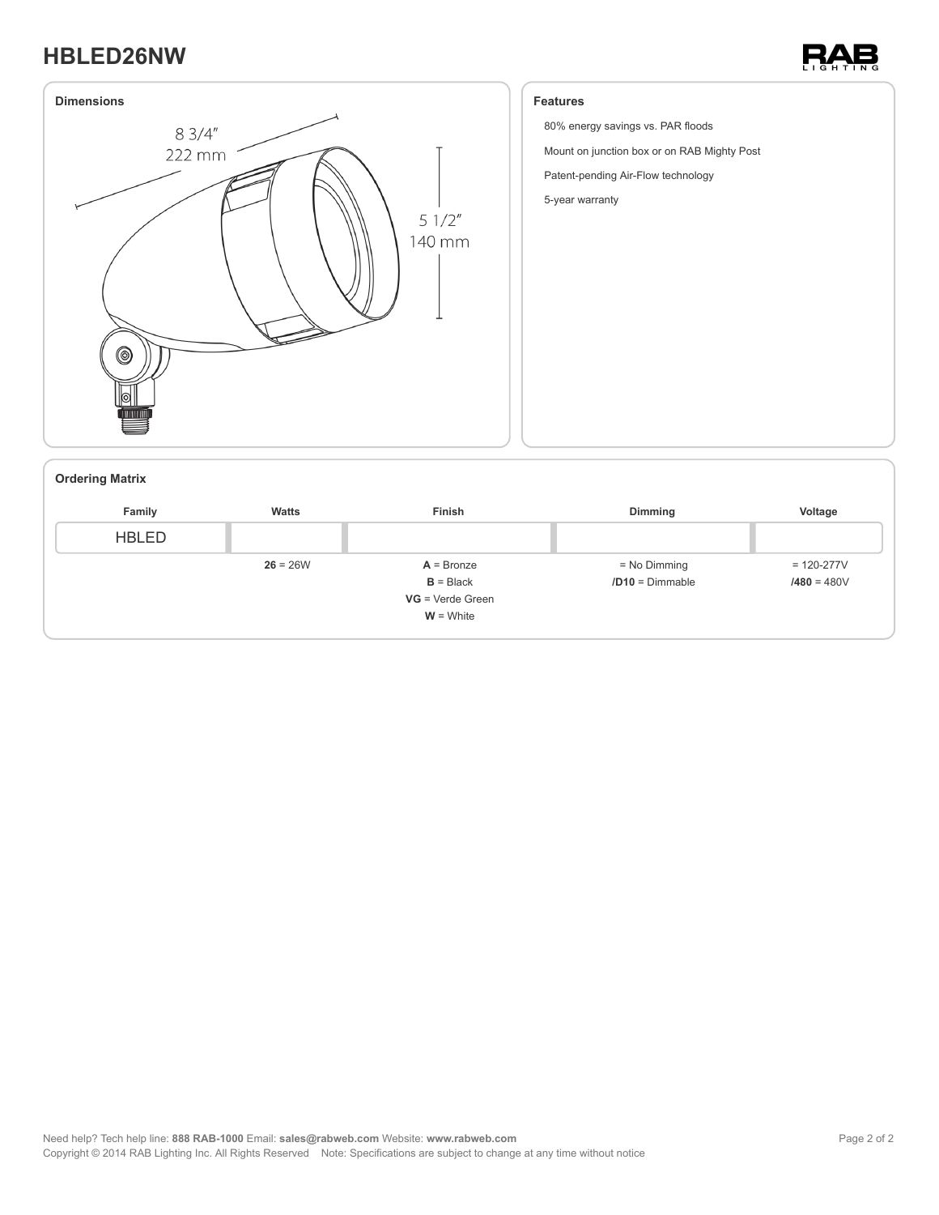# HBLED26NW

## Dimensions

8 3/4″
222 mm

5 1/2″
140 mm

## Features

80% energy savings vs. PAR floods

Mount on junction box or on RAB Mighty Post

Patent-pending Air-Flow technology

5-year warranty

## Ordering Matrix

| Family | Watts | Finish | Dimming | Voltage |
|---|---|---|---|---|
| HBLED | | | | |
| | **26** = 26W | **A** = Bronze | = No Dimming | = 120-277V |
| | | **B** = Black | **/D10** = Dimmable | **/480** = 480V |
| | | **VG** = Verde Green | | |
| | | **W** = White | | |

Need help? Tech help line: **888 RAB-1000** Email: **sales@rabweb.com** Website: **www.rabweb.com**
Copyright © 2014 RAB Lighting Inc. All Rights Reserved Note: Specifications are subject to change at any time without notice